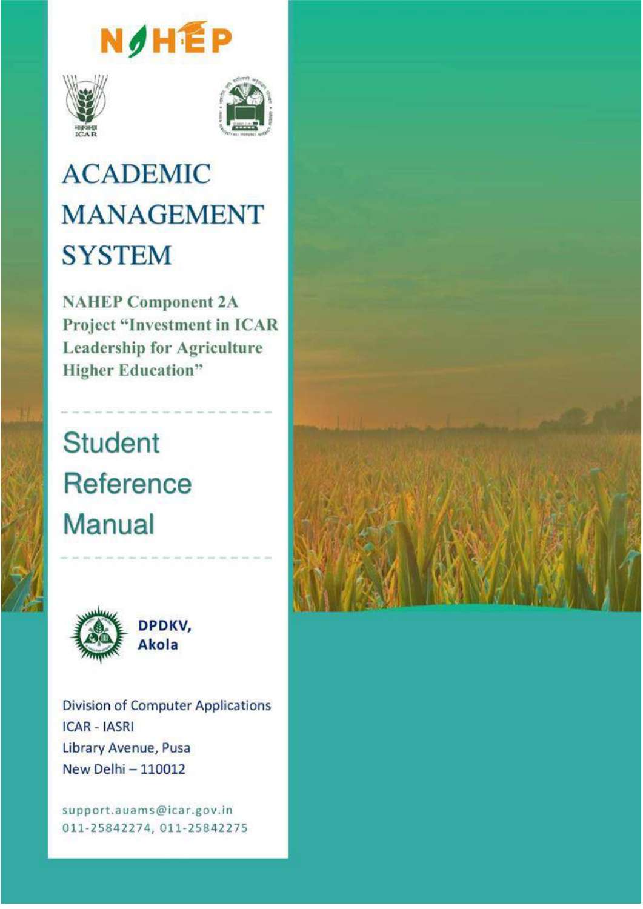# NAHEP

# ACADEMIC MANAGEMENT SYSTEM

**NAHEP Component 2A Project "Investment in ICAR Leadership for Agriculture Higher Education"**

## Student Reference Manual

**DPDKV, Akola**

Division of Computer Applications
ICAR - IASRI
Library Avenue, Pusa
New Delhi – 110012

support.auams@icar.gov.in
011-25842274, 011-25842275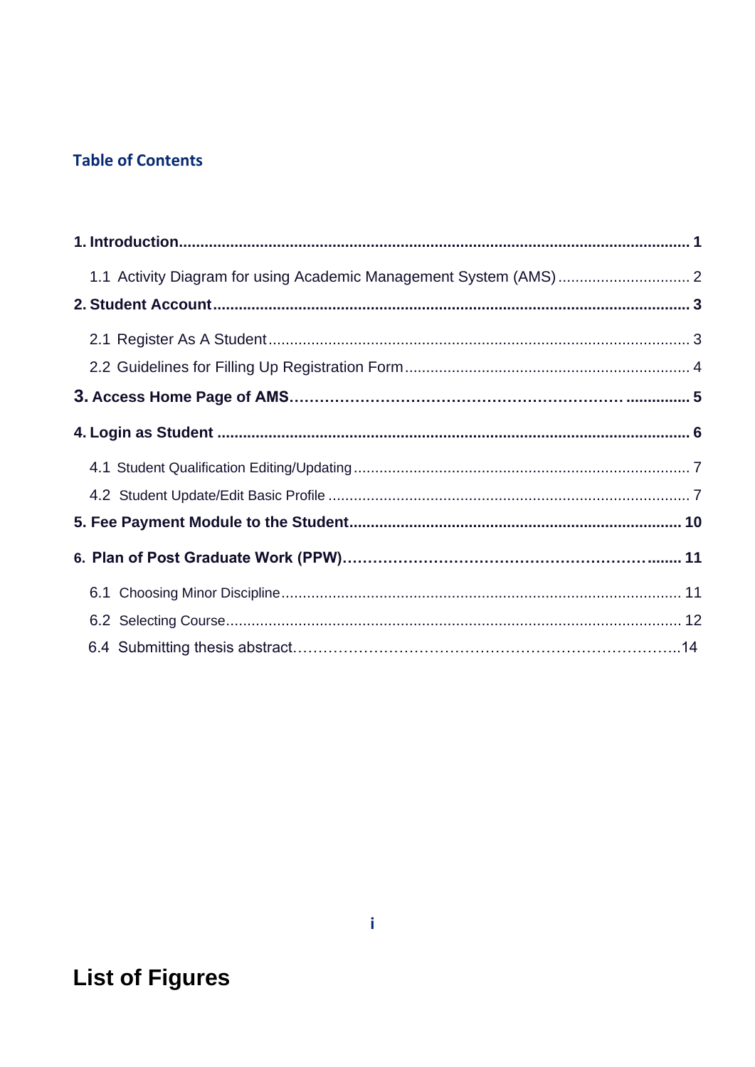## Table of Contents

**1. Introduction........................................................................................................................ 1**

1.1 Activity Diagram for using Academic Management System (AMS) ............................... 2

**2. Student Account................................................................................................................ 3**

2.1 Register As A Student.................................................................................................. 3

2.2 Guidelines for Filling Up Registration Form.................................................................. 4

**3. Access Home Page of AMS………………………………………………………. ............... 5**

**4. Login as Student .............................................................................................................. 6**

4.1 Student Qualification Editing/Updating.............................................................................. 7

4.2 Student Update/Edit Basic Profile .................................................................................... 7

**5. Fee Payment Module to the Student............................................................................. 10**

**6. Plan of Post Graduate Work (PPW)……………………………………………………....... 11**

6.1 Choosing Minor Discipline............................................................................................. 11

6.2 Selecting Course.......................................................................................................... 12

6.4 Submitting thesis abstract……………………………………………………………………..14

# List of Figures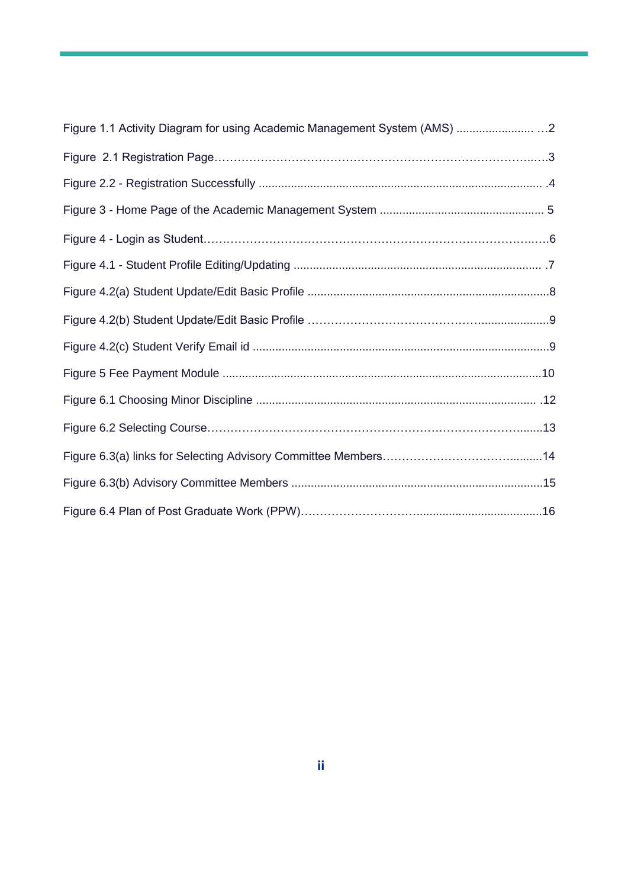Figure 1.1 Activity Diagram for using Academic Management System (AMS) ........................ …2

Figure  2.1 Registration Page………………………………………………………………………..….3

Figure 2.2 - Registration Successfully ....................................................................................... .4

Figure 3 - Home Page of the Academic Management System .................................................. 5

Figure 4 - Login as Student………………………………………………………………………..…6

Figure 4.1 - Student Profile Editing/Updating ............................................................................ .7

Figure 4.2(a) Student Update/Edit Basic Profile ..........................................................................8

Figure 4.2(b) Student Update/Edit Basic Profile …………………………………………....................9

Figure 4.2(c) Student Verify Email id ...........................................................................................9

Figure 5 Fee Payment Module ..................................................................................................10

Figure 6.1 Choosing Minor Discipline ...................................................................................... .12

Figure 6.2 Selecting Course……………………………………………………………………........13

Figure 6.3(a) links for Selecting Advisory Committee Members………………………………..........14

Figure 6.3(b) Advisory Committee Members .............................................................................15

Figure 6.4 Plan of Post Graduate Work (PPW)………………………….......................................16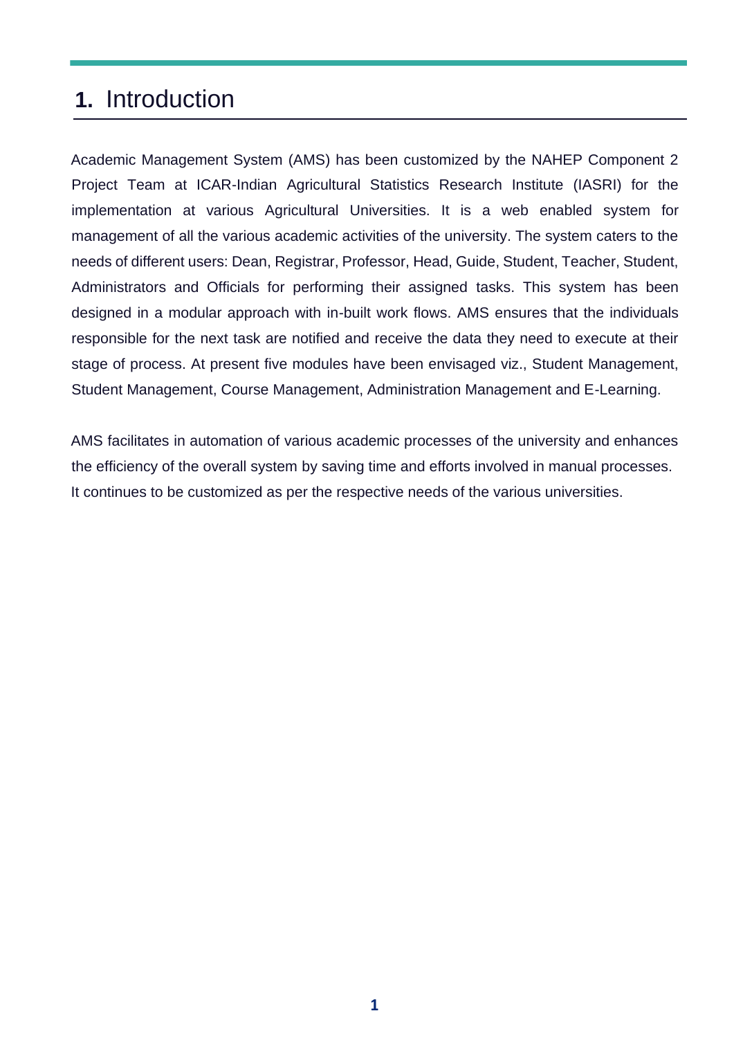# 1. Introduction

Academic Management System (AMS) has been customized by the NAHEP Component 2 Project Team at ICAR-Indian Agricultural Statistics Research Institute (IASRI) for the implementation at various Agricultural Universities. It is a web enabled system for management of all the various academic activities of the university. The system caters to the needs of different users: Dean, Registrar, Professor, Head, Guide, Student, Teacher, Student, Administrators and Officials for performing their assigned tasks. This system has been designed in a modular approach with in-built work flows. AMS ensures that the individuals responsible for the next task are notified and receive the data they need to execute at their stage of process. At present five modules have been envisaged viz., Student Management, Student Management, Course Management, Administration Management and E-Learning.

AMS facilitates in automation of various academic processes of the university and enhances the efficiency of the overall system by saving time and efforts involved in manual processes. It continues to be customized as per the respective needs of the various universities.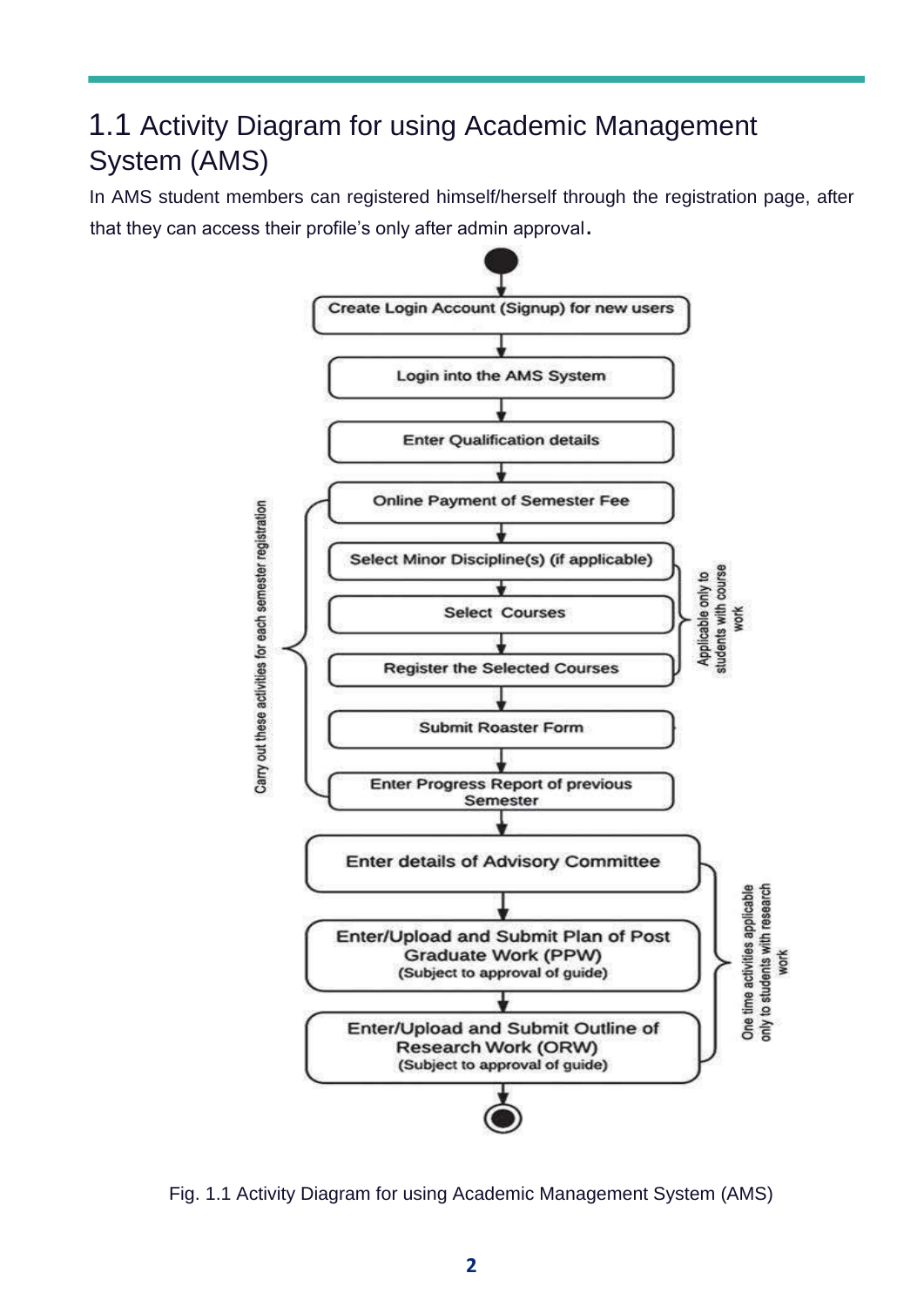## 1.1 Activity Diagram for using Academic Management System (AMS)

In AMS student members can registered himself/herself through the registration page, after that they can access their profile's only after admin approval.

Create Login Account (Signup) for new users

Login into the AMS System

Enter Qualification details

Online Payment of Semester Fee

Select Minor Discipline(s) (if applicable)

Select Courses

Register the Selected Courses

Submit Roaster Form

Enter Progress Report of previous Semester

Enter details of Advisory Committee

Enter/Upload and Submit Plan of Post Graduate Work (PPW) (Subject to approval of guide)

Enter/Upload and Submit Outline of Research Work (ORW) (Subject to approval of guide)

Carry out these activities for each semester registration

Applicable only to students with course work

One time activities applicable only to students with research work

Fig. 1.1 Activity Diagram for using Academic Management System (AMS)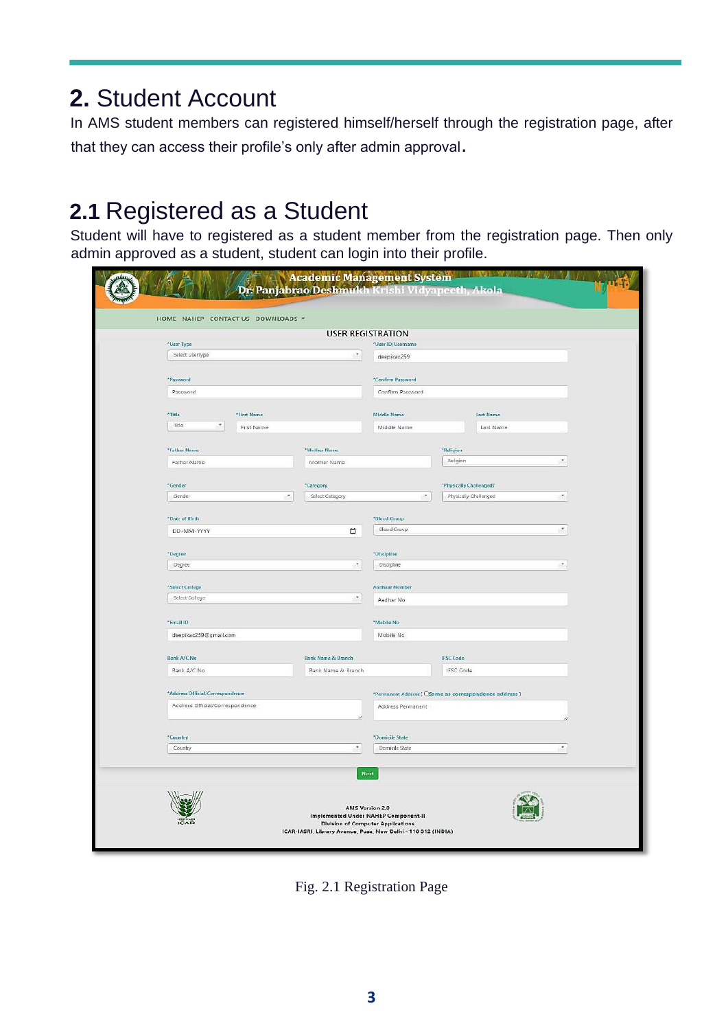## **2.** Student Account

In AMS student members can registered himself/herself through the registration page, after that they can access their profile's only after admin approval.

## **2.1** Registered as a Student

Student will have to registered as a student member from the registration page. Then only admin approved as a student, student can login into their profile.

Fig. 2.1 Registration Page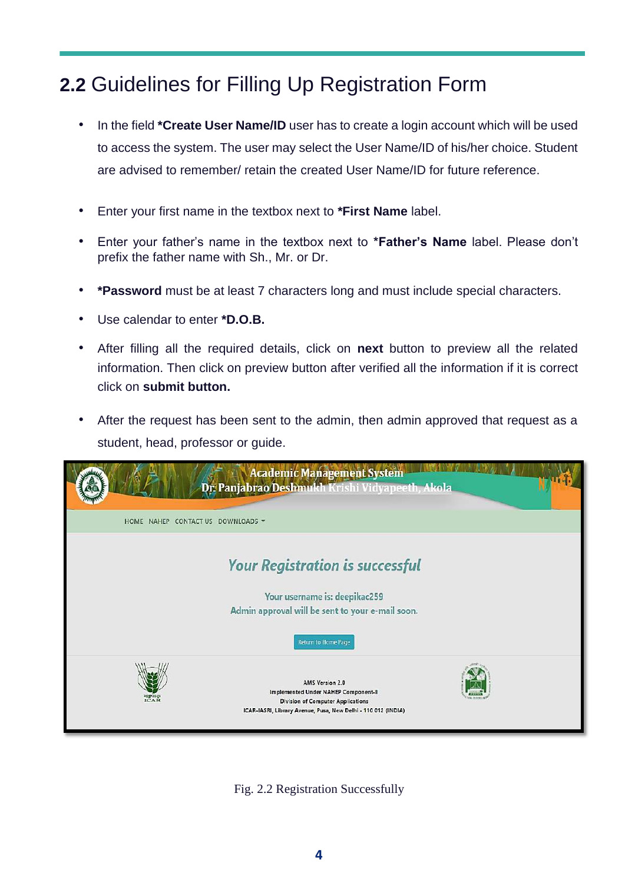## 2.2 Guidelines for Filling Up Registration Form

- In the field **\*Create User Name/ID** user has to create a login account which will be used to access the system. The user may select the User Name/ID of his/her choice. Student are advised to remember/ retain the created User Name/ID for future reference.
- Enter your first name in the textbox next to **\*First Name** label.
- Enter your father's name in the textbox next to **\*Father's Name** label. Please don't prefix the father name with Sh., Mr. or Dr.
- **\*Password** must be at least 7 characters long and must include special characters.
- Use calendar to enter **\*D.O.B.**
- After filling all the required details, click on **next** button to preview all the related information. Then click on preview button after verified all the information if it is correct click on **submit button.**
- After the request has been sent to the admin, then admin approved that request as a student, head, professor or guide.

Fig. 2.2 Registration Successfully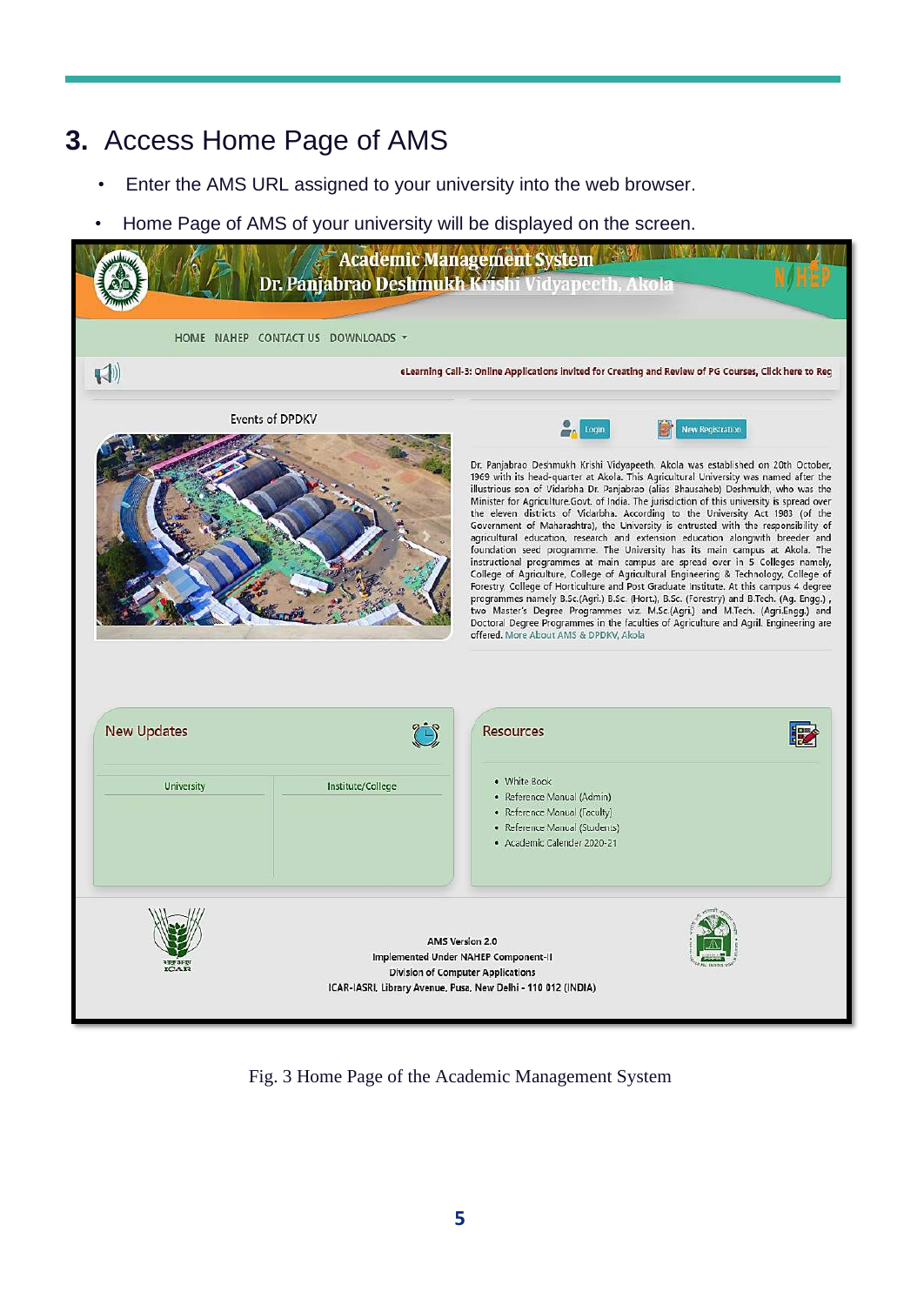## 3. Access Home Page of AMS

- Enter the AMS URL assigned to your university into the web browser.
- Home Page of AMS of your university will be displayed on the screen.

Academic Management System
Dr. Panjabrao Deshmukh Krishi Vidyapeeth, Akola

HOME NAHEP CONTACT US DOWNLOADS

eLearning Call-3: Online Applications invited for Creating and Review of PG Courses, Click here to Reg

Events of DPDKV

Login New Registration

Dr. Panjabrao Deshmukh Krishi Vidyapeeth, Akola was established on 20th October, 1969 with its head-quarter at Akola. This Agricultural University was named after the illustrious son of Vidarbha Dr. Panjabrao (alias Bhausaheb) Deshmukh, who was the Minister for Agriculture.Govt. of India. The jurisdiction of this university is spread over the eleven districts of Vidarbha. According to the University Act 1983 (of the Government of Maharashtra), the University is entrusted with the responsibility of agricultural education, research and extension education alongwith breeder and foundation seed programme. The University has its main campus at Akola. The instructional programmes at main campus are spread over in 5 Colleges namely, College of Agriculture, College of Agricultural Engineering & Technology, College of Forestry, College of Horticulture and Post Graduate Institute. At this campus 4 degree programmes namely B.Sc.(Agri.) B.Sc. (Hort.), B.Sc. (Forestry) and B.Tech. (Ag. Engg.), two Master's Degree Programmes viz. M.Sc.(Agri.) and M.Tech. (Agri.Engg.) and Doctoral Degree Programmes in the faculties of Agriculture and Agril. Engineering are offered. More About AMS & DPDKV, Akola

New Updates

University | Institute/College

Resources

- White Book
- Reference Manual (Admin)
- Reference Manual (Faculty)
- Reference Manual (Students)
- Academic Calender 2020-21

AMS Version 2.0
Implemented Under NAHEP Component-II
Division of Computer Applications
ICAR-IASRI, Library Avenue, Pusa, New Delhi - 110 012 (INDIA)

Fig. 3 Home Page of the Academic Management System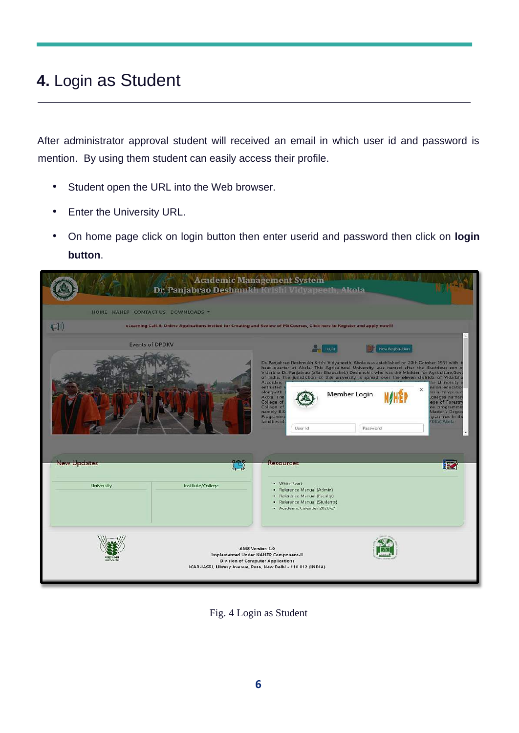# 4. Login as Student

After administrator approval student will received an email in which user id and password is mention. By using them student can easily access their profile.

- Student open the URL into the Web browser.
- Enter the University URL.
- On home page click on login button then enter userid and password then click on **login button**.

Fig. 4 Login as Student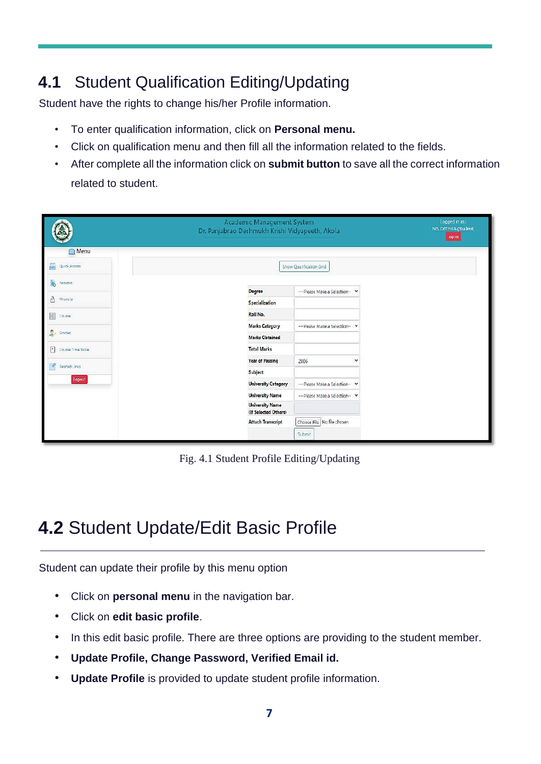## 4.1 Student Qualification Editing/Updating

Student have the rights to change his/her Profile information.

- To enter qualification information, click on **Personal menu.**
- Click on qualification menu and then fill all the information related to the fields.
- After complete all the information click on **submit button** to save all the correct information related to student.

Fig. 4.1 Student Profile Editing/Updating

## 4.2 Student Update/Edit Basic Profile

Student can update their profile by this menu option

- Click on **personal menu** in the navigation bar.
- Click on **edit basic profile**.
- In this edit basic profile. There are three options are providing to the student member.
- **Update Profile, Change Password, Verified Email id.**
- **Update Profile** is provided to update student profile information.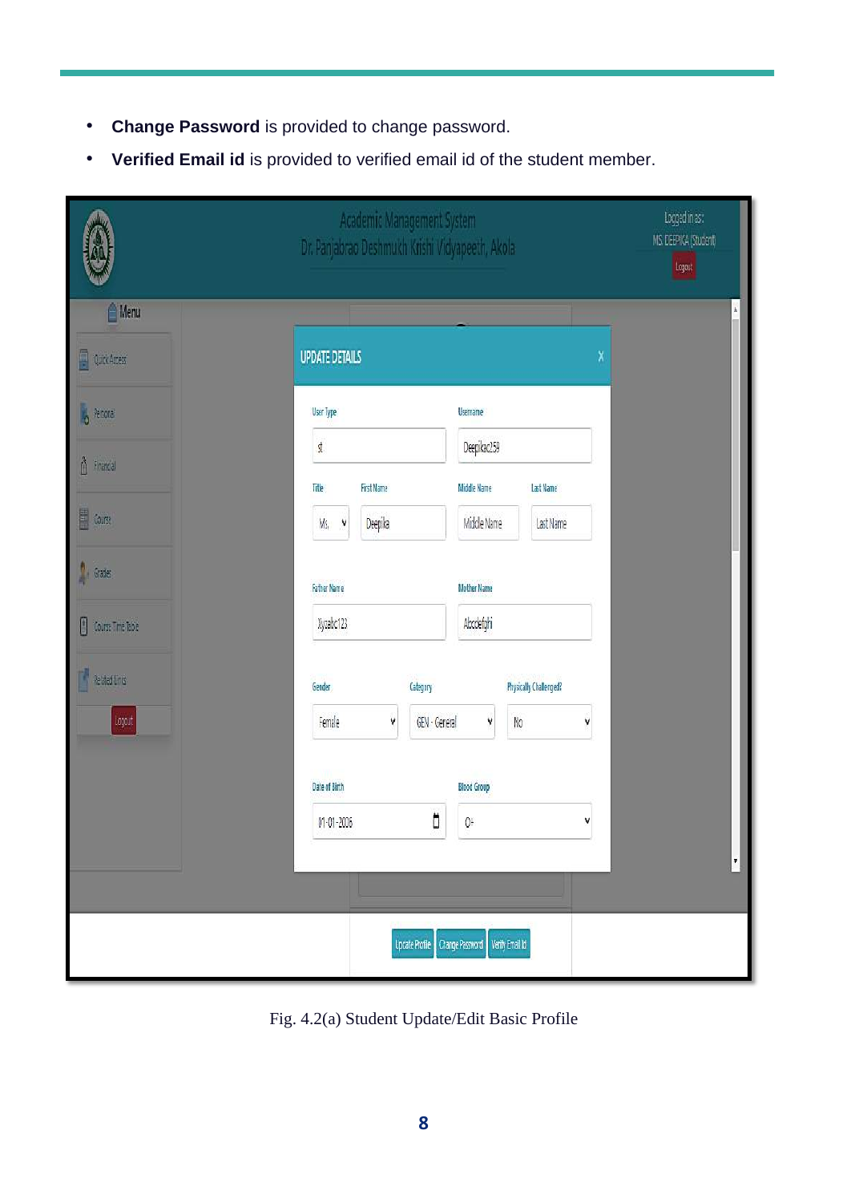- **Change Password** is provided to change password.
- **Verified Email id** is provided to verified email id of the student member.

Fig. 4.2(a) Student Update/Edit Basic Profile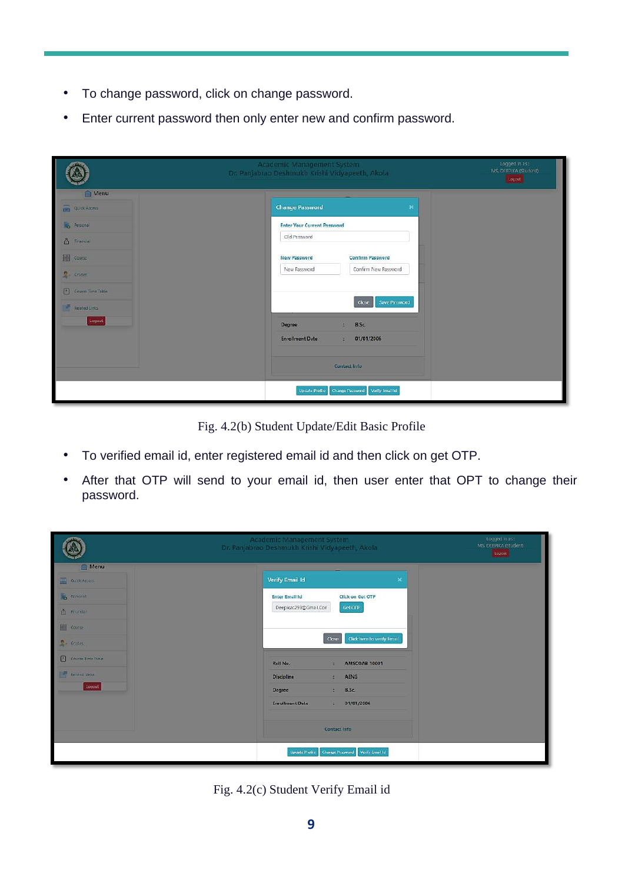- To change password, click on change password.
- Enter current password then only enter new and confirm password.

Fig. 4.2(b) Student Update/Edit Basic Profile

- To verified email id, enter registered email id and then click on get OTP.
- After that OTP will send to your email id, then user enter that OPT to change their password.

Fig. 4.2(c) Student Verify Email id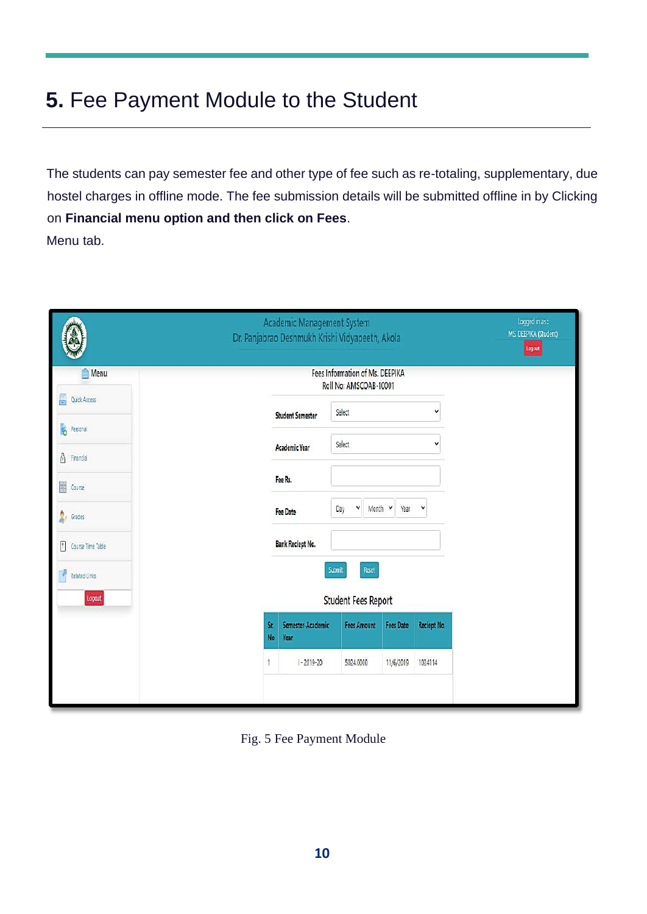# 5. Fee Payment Module to the Student

The students can pay semester fee and other type of fee such as re-totaling, supplementary, due hostel charges in offline mode. The fee submission details will be submitted offline in by Clicking on **Financial menu option and then click on Fees**.
Menu tab.

Fig. 5 Fee Payment Module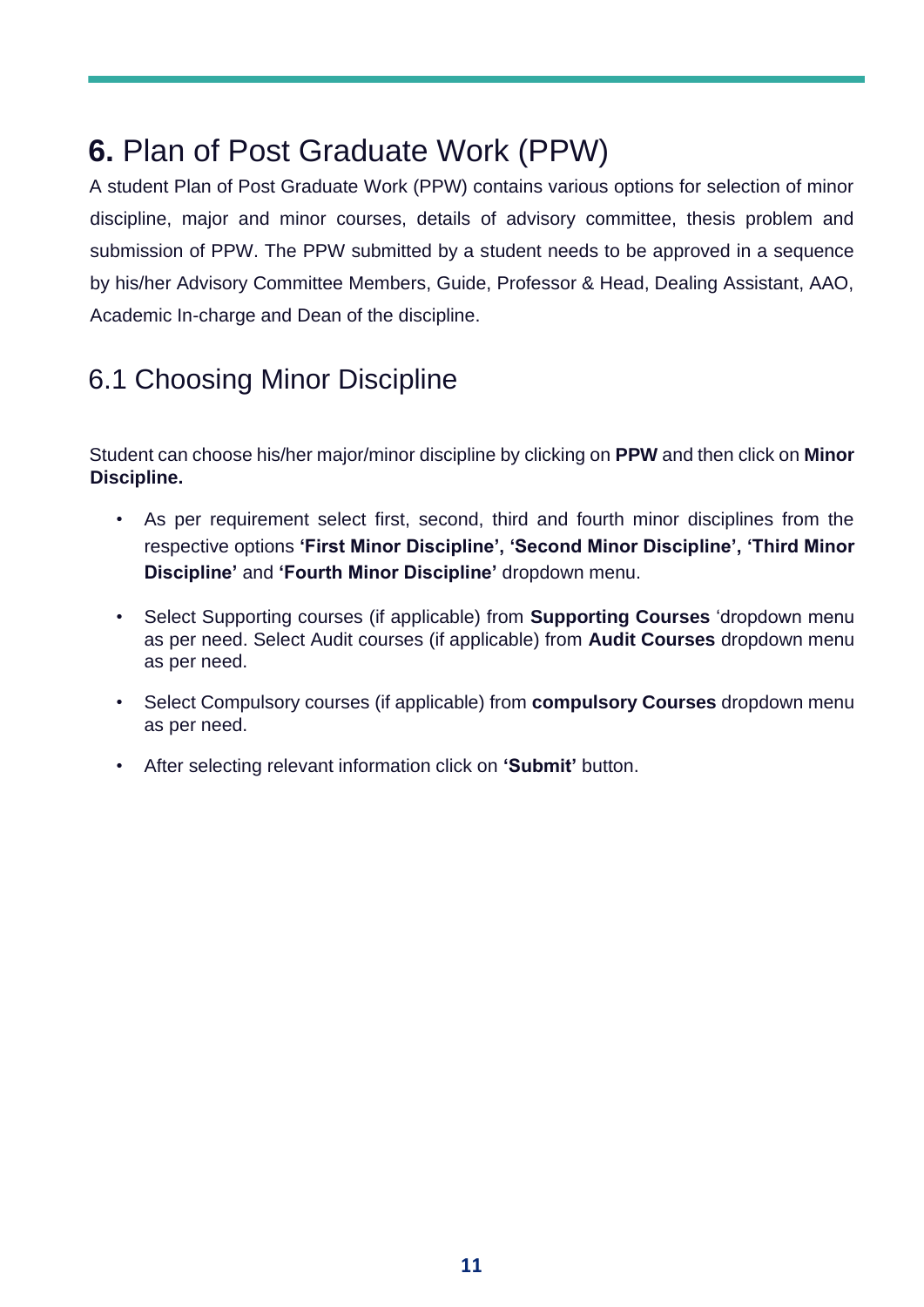# **6.** Plan of Post Graduate Work (PPW)

A student Plan of Post Graduate Work (PPW) contains various options for selection of minor discipline, major and minor courses, details of advisory committee, thesis problem and submission of PPW. The PPW submitted by a student needs to be approved in a sequence by his/her Advisory Committee Members, Guide, Professor & Head, Dealing Assistant, AAO, Academic In-charge and Dean of the discipline.

## 6.1 Choosing Minor Discipline

Student can choose his/her major/minor discipline by clicking on **PPW** and then click on **Minor Discipline.**

- As per requirement select first, second, third and fourth minor disciplines from the respective options **'First Minor Discipline', 'Second Minor Discipline', 'Third Minor Discipline'** and **'Fourth Minor Discipline'** dropdown menu.
- Select Supporting courses (if applicable) from **Supporting Courses** 'dropdown menu as per need. Select Audit courses (if applicable) from **Audit Courses** dropdown menu as per need.
- Select Compulsory courses (if applicable) from **compulsory Courses** dropdown menu as per need.
- After selecting relevant information click on **'Submit'** button.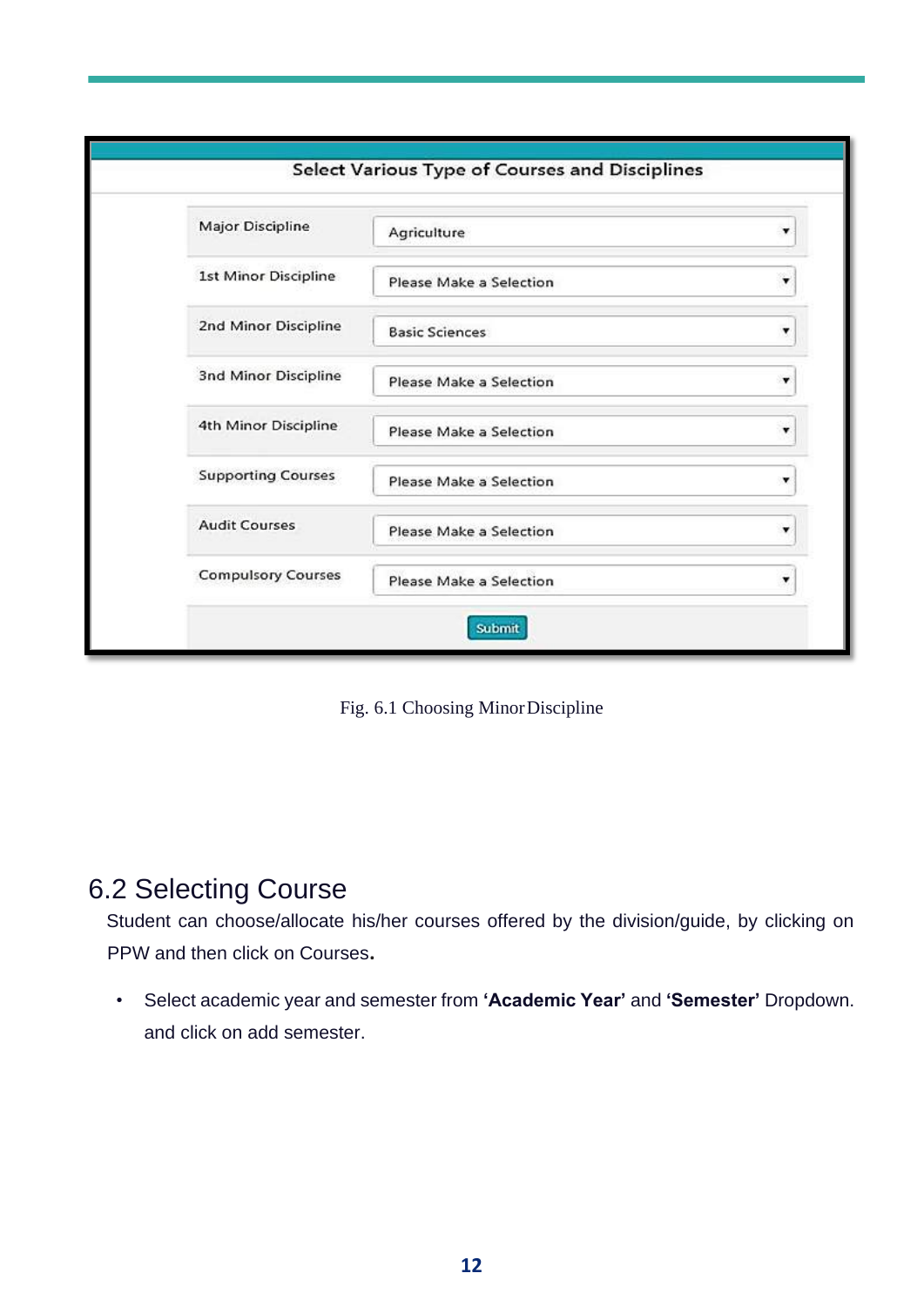Select Various Type of Courses and Disciplines

| | |
|---|---|
| Major Discipline | Agriculture |
| 1st Minor Discipline | Please Make a Selection |
| 2nd Minor Discipline | Basic Sciences |
| 3nd Minor Discipline | Please Make a Selection |
| 4th Minor Discipline | Please Make a Selection |
| Supporting Courses | Please Make a Selection |
| Audit Courses | Please Make a Selection |
| Compulsory Courses | Please Make a Selection |

Submit

Fig. 6.1 Choosing Minor Discipline

## 6.2 Selecting Course

Student can choose/allocate his/her courses offered by the division/guide, by clicking on PPW and then click on Courses**.**

- Select academic year and semester from **'Academic Year'** and **'Semester'** Dropdown. and click on add semester.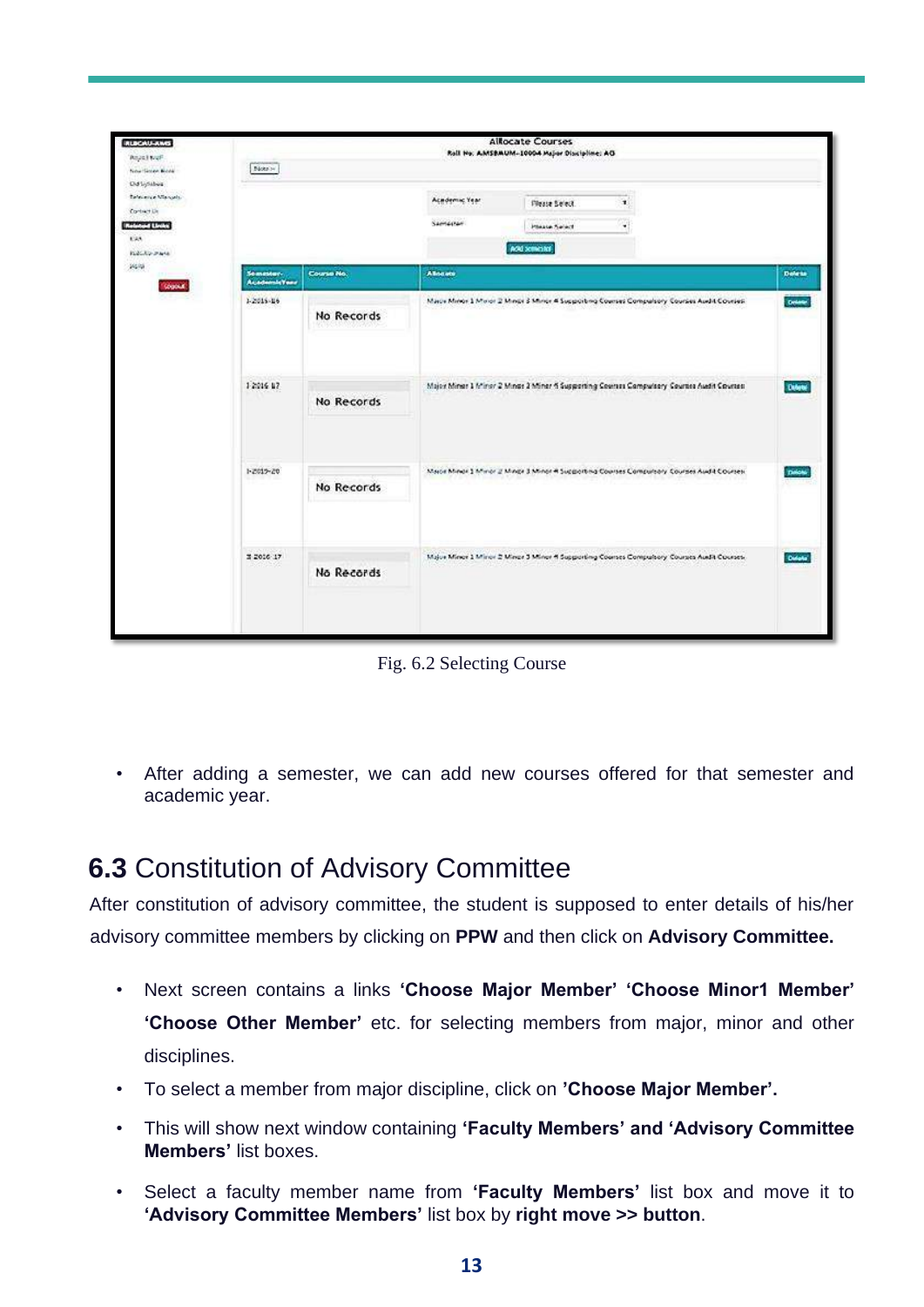Fig. 6.2 Selecting Course

- After adding a semester, we can add new courses offered for that semester and academic year.

## **6.3** Constitution of Advisory Committee

After constitution of advisory committee, the student is supposed to enter details of his/her advisory committee members by clicking on **PPW** and then click on **Advisory Committee.**

- Next screen contains a links **'Choose Major Member' 'Choose Minor1 Member' 'Choose Other Member'** etc. for selecting members from major, minor and other disciplines.
- To select a member from major discipline, click on **'Choose Major Member'.**
- This will show next window containing **'Faculty Members' and 'Advisory Committee Members'** list boxes.
- Select a faculty member name from **'Faculty Members'** list box and move it to **'Advisory Committee Members'** list box by **right move >> button**.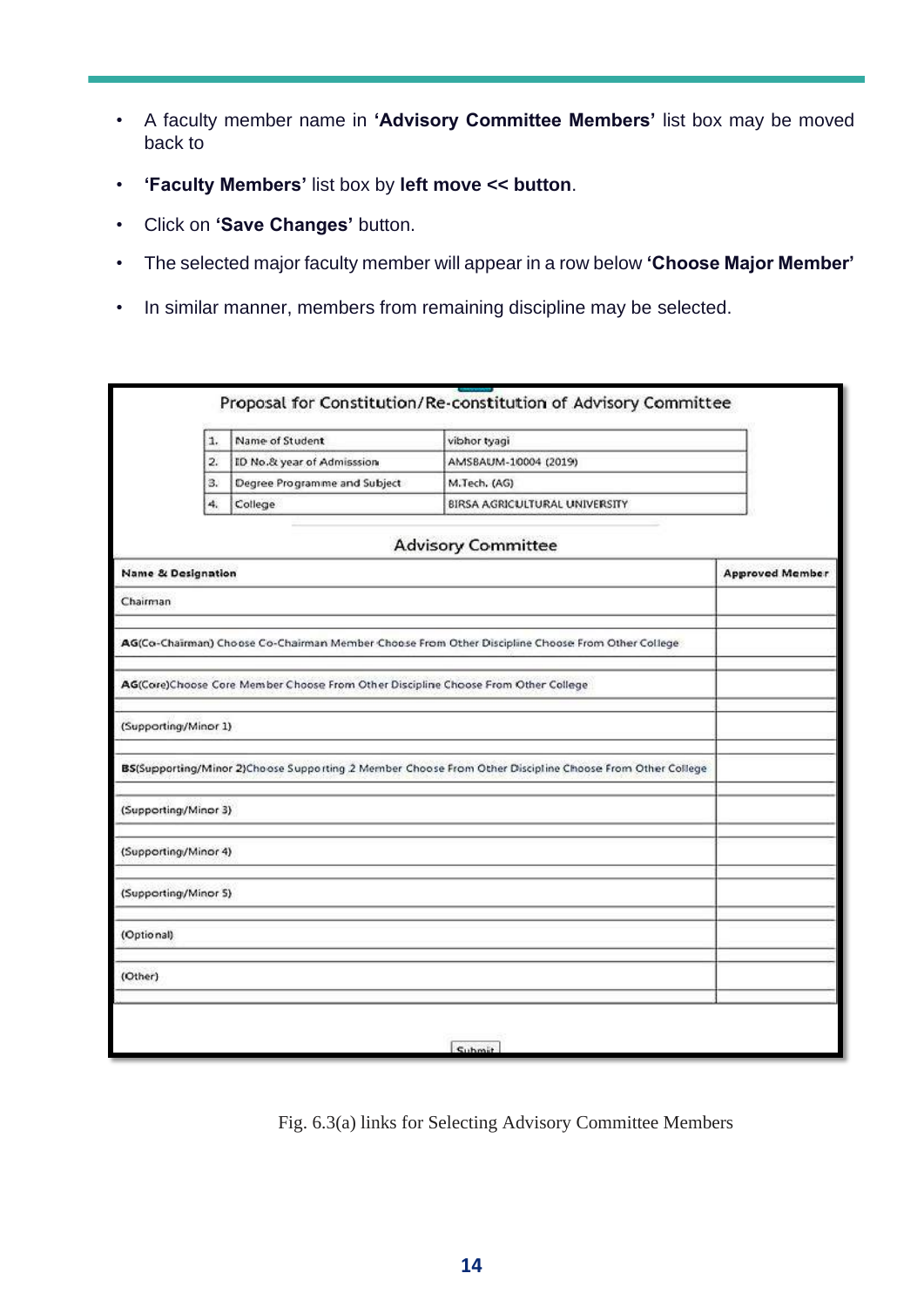- A faculty member name in **'Advisory Committee Members'** list box may be moved back to
- **'Faculty Members'** list box by **left move << button**.
- Click on **'Save Changes'** button.
- The selected major faculty member will appear in a row below **'Choose Major Member'**
- In similar manner, members from remaining discipline may be selected.

Proposal for Constitution/Re-constitution of Advisory Committee

| | | |
|---|---|---|
| 1. | Name of Student | vibhor tyagi |
| 2. | ID No.& year of Admisssion | AMSBAUM-10004 (2019) |
| 3. | Degree Programme and Subject | M.Tech. (AG) |
| 4. | College | BIRSA AGRICULTURAL UNIVERSITY |

Advisory Committee

| Name & Designation | Approved Member |
|---|---|
| Chairman | |
| AG(Co-Chairman) Choose Co-Chairman Member Choose From Other Discipline Choose From Other College | |
| AG(Core)Choose Core Member Choose From Other Discipline Choose From Other College | |
| (Supporting/Minor 1) | |
| BS(Supporting/Minor 2)Choose Supporting 2 Member Choose From Other Discipline Choose From Other College | |
| (Supporting/Minor 3) | |
| (Supporting/Minor 4) | |
| (Supporting/Minor 5) | |
| (Optional) | |
| (Other) | |

Submit

Fig. 6.3(a) links for Selecting Advisory Committee Members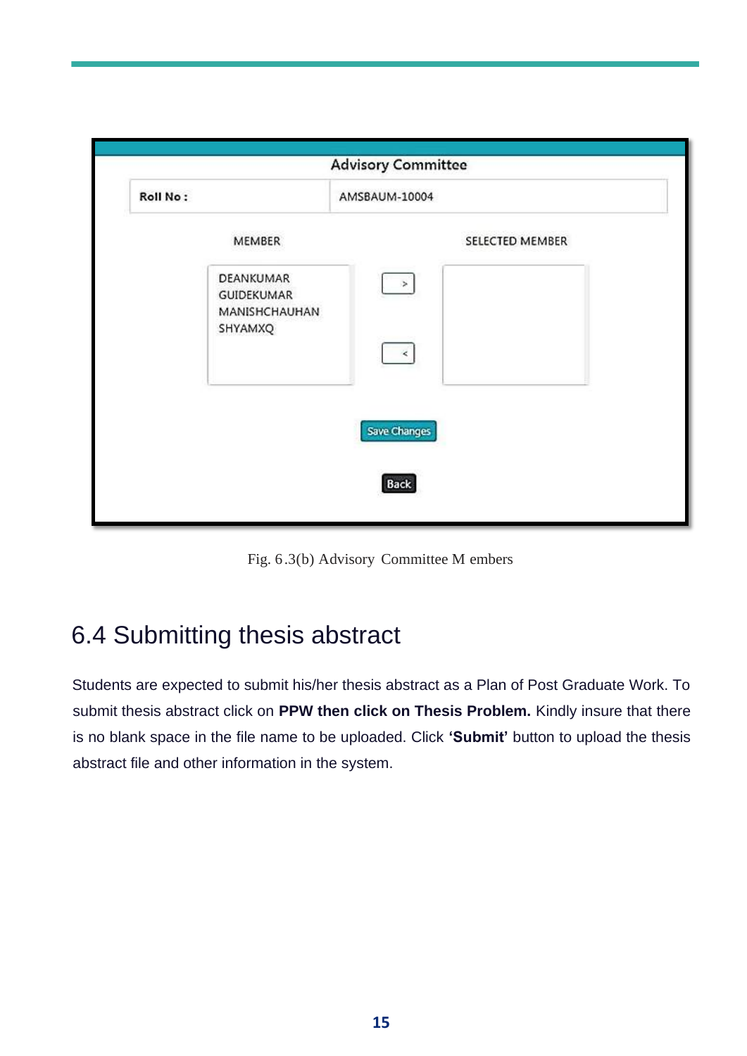Advisory Committee

Roll No : AMSBAUM-10004

MEMBER

DEANKUMAR
GUIDEKUMAR
MANISHCHAUHAN
SHYAMXQ

SELECTED MEMBER

Save Changes

Back

Fig. 6.3(b) Advisory Committee Members

## 6.4 Submitting thesis abstract

Students are expected to submit his/her thesis abstract as a Plan of Post Graduate Work. To submit thesis abstract click on **PPW then click on Thesis Problem.** Kindly insure that there is no blank space in the file name to be uploaded. Click **'Submit'** button to upload the thesis abstract file and other information in the system.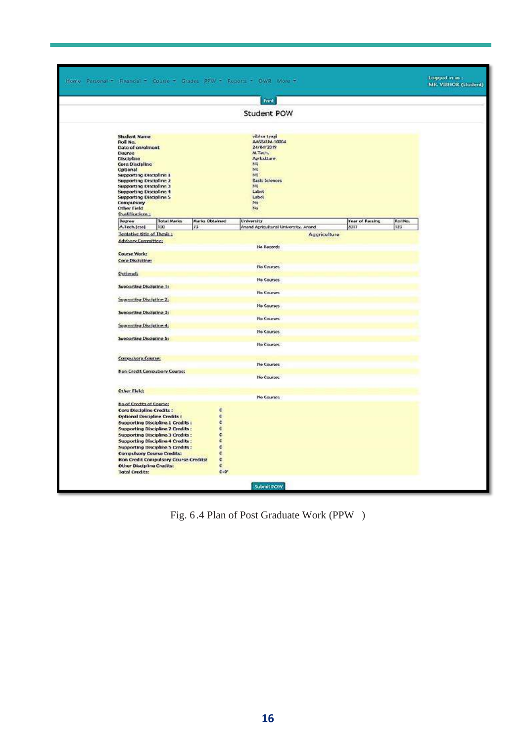Home Personal ▾ Financial ▾ Course ▾ Grades PPW ▾ Reports ▾ OWR More ▾

Logged in as : MR. VIBHOR (Student)

Print

## Student POW

| | |
|---|---|
| Student Name | vibhor tyagi |
| Roll No. | AAU/EAUM-10004 |
| Date of enrolment | 24/04/2019 |
| Degree | M.Tech. |
| Discipline | Agriculture |
| Core Discipline | Nil |
| Optional | Nil |
| Supporting Discipline 1 | Nil |
| Supporting Discipline 2 | Basic Sciences |
| Supporting Discipline 3 | Nil |
| Supporting Discipline 4 | Label |
| Supporting Discipline 5 | Label |
| Compulsory | No |
| Other Field | No |

Qualification :

| Degree | Total Marks | Marks Obtained | University | Year of Passing | RollNo. |
|---|---|---|---|---|---|
| M.Tech.[cse] | 100 | 73 | Anand Agricultural University, Anand | 2017 | 123 |

Tentative title of Thesis : Aggriculture

Advisory Committee:

No Records

Course Work:

Core Discipline:

No Courses

Optional:

No Courses

Supporting Discipline 1:

No Courses

Supporting Discipline 2:

No Courses

Supporting Discipline 3:

No Courses

Supporting Discipline 4:

No Courses

Supporting Discipline 5:

No Courses

Compulsory Course:

No Courses

Non Credit Compulsory Course:

No Courses

Other Field:

No Courses

No of Credits of Course:

| | |
|---|---|
| Core Discipline Credits : | 0 |
| Optional Discipline Credits : | 0 |
| Supporting Discipline 1 Credits : | 0 |
| Supporting Discipline 2 Credits : | 0 |
| Supporting Discipline 3 Credits : | 0 |
| Supporting Discipline 4 Credits : | 0 |
| Supporting Discipline 5 Credits : | 0 |
| Compulsory Course Credits: | 0 |
| Non Credit Compulsory Course Credits: | 0 |
| Other Discipline Credits: | 0 |
| Total Credits: | 0+0* |

Submit POW

Fig. 6.4 Plan of Post Graduate Work (PPW )